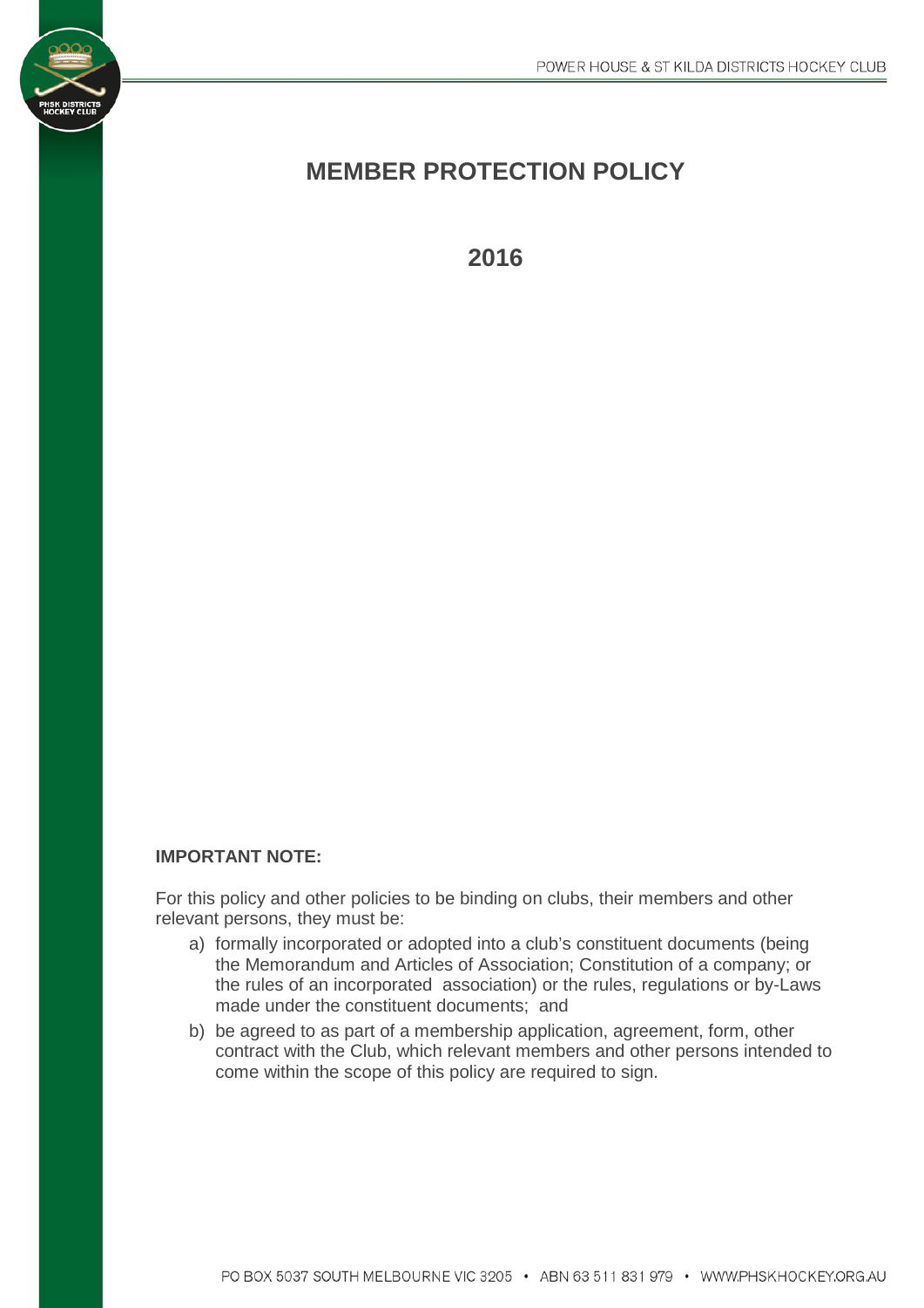# MEMBER PROTECTION POLICY

## 2016

**IMPORTANT NOTE:**

For this policy and other policies to be binding on clubs, their members and other relevant persons, they must be:

a) formally incorporated or adopted into a club's constituent documents (being the Memorandum and Articles of Association; Constitution of a company; or the rules of an incorporated association) or the rules, regulations or by-Laws made under the constituent documents; and

b) be agreed to as part of a membership application, agreement, form, other contract with the Club, which relevant members and other persons intended to come within the scope of this policy are required to sign.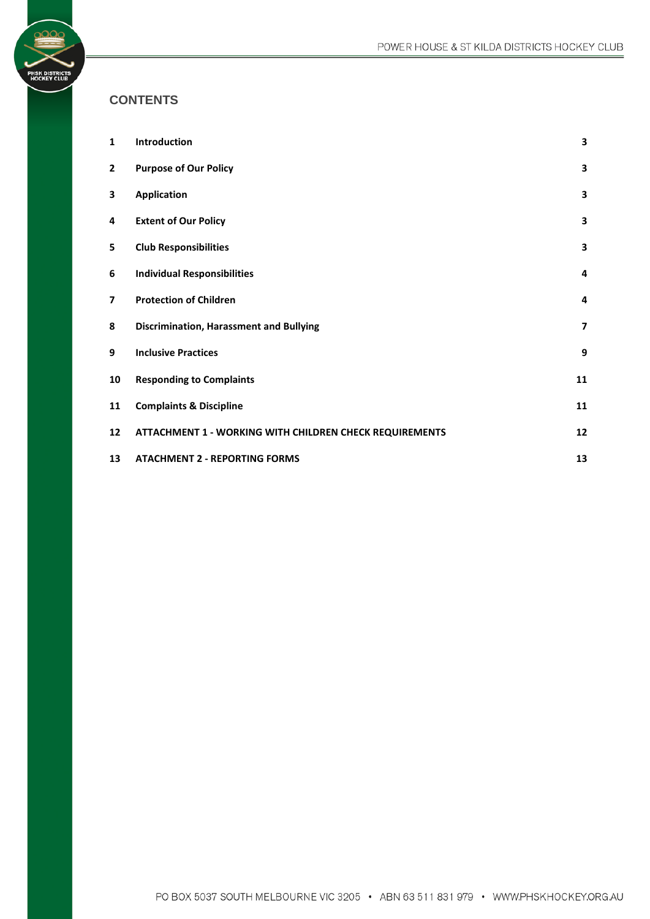## CONTENTS

| | | |
|---|---|---|
| **1** | **Introduction** | **3** |
| **2** | **Purpose of Our Policy** | **3** |
| **3** | **Application** | **3** |
| **4** | **Extent of Our Policy** | **3** |
| **5** | **Club Responsibilities** | **3** |
| **6** | **Individual Responsibilities** | **4** |
| **7** | **Protection of Children** | **4** |
| **8** | **Discrimination, Harassment and Bullying** | **7** |
| **9** | **Inclusive Practices** | **9** |
| **10** | **Responding to Complaints** | **11** |
| **11** | **Complaints & Discipline** | **11** |
| **12** | **ATTACHMENT 1 - WORKING WITH CHILDREN CHECK REQUIREMENTS** | **12** |
| **13** | **ATACHMENT 2 - REPORTING FORMS** | **13** |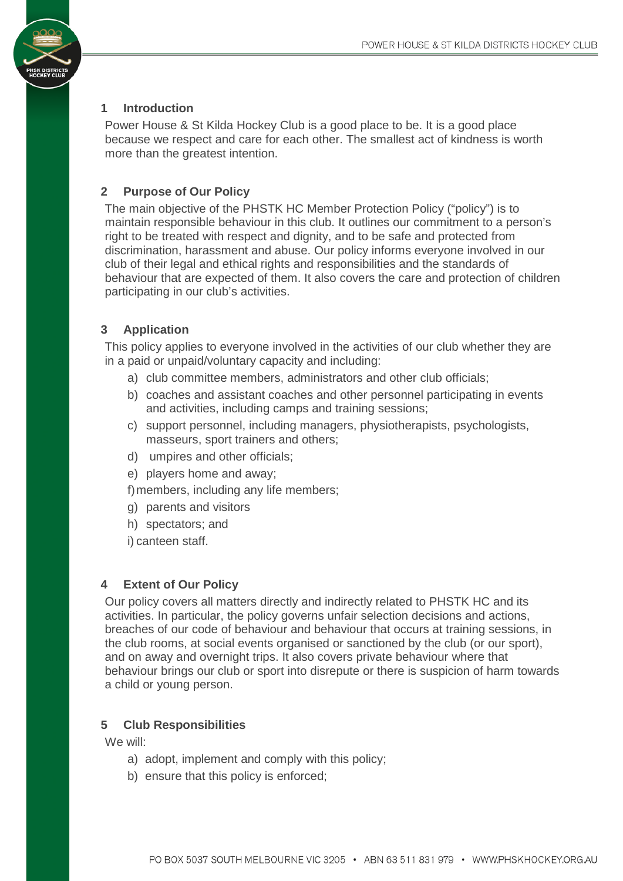## 1 Introduction

Power House & St Kilda Hockey Club is a good place to be. It is a good place because we respect and care for each other. The smallest act of kindness is worth more than the greatest intention.

## 2 Purpose of Our Policy

The main objective of the PHSTK HC Member Protection Policy ("policy") is to maintain responsible behaviour in this club. It outlines our commitment to a person's right to be treated with respect and dignity, and to be safe and protected from discrimination, harassment and abuse. Our policy informs everyone involved in our club of their legal and ethical rights and responsibilities and the standards of behaviour that are expected of them. It also covers the care and protection of children participating in our club's activities.

## 3 Application

This policy applies to everyone involved in the activities of our club whether they are in a paid or unpaid/voluntary capacity and including:

a) club committee members, administrators and other club officials;
b) coaches and assistant coaches and other personnel participating in events and activities, including camps and training sessions;
c) support personnel, including managers, physiotherapists, psychologists, masseurs, sport trainers and others;
d) umpires and other officials;
e) players home and away;
f) members, including any life members;
g) parents and visitors
h) spectators; and
i) canteen staff.

## 4 Extent of Our Policy

Our policy covers all matters directly and indirectly related to PHSTK HC and its activities. In particular, the policy governs unfair selection decisions and actions, breaches of our code of behaviour and behaviour that occurs at training sessions, in the club rooms, at social events organised or sanctioned by the club (or our sport), and on away and overnight trips. It also covers private behaviour where that behaviour brings our club or sport into disrepute or there is suspicion of harm towards a child or young person.

## 5 Club Responsibilities

We will:

a) adopt, implement and comply with this policy;
b) ensure that this policy is enforced;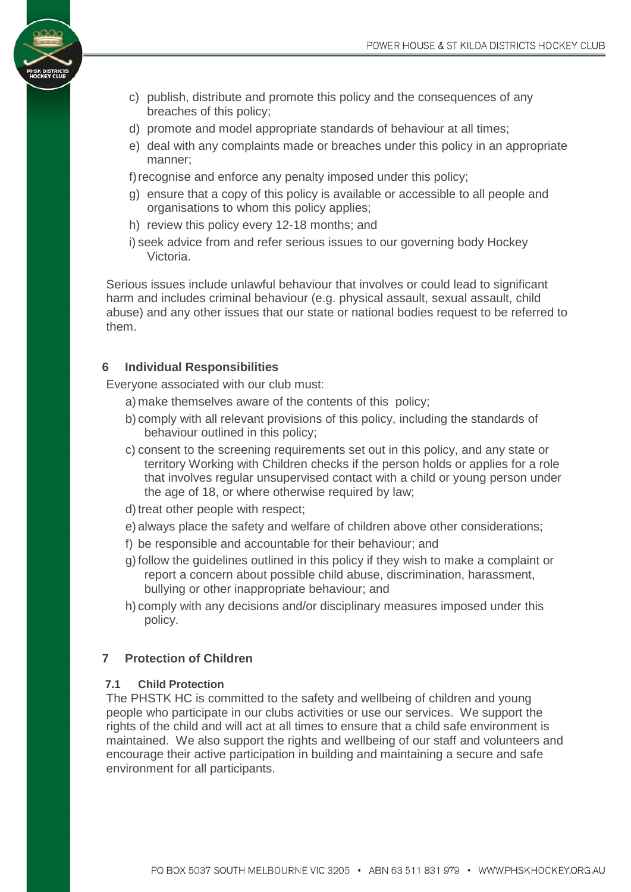c) publish, distribute and promote this policy and the consequences of any breaches of this policy;
d) promote and model appropriate standards of behaviour at all times;
e) deal with any complaints made or breaches under this policy in an appropriate manner;
f) recognise and enforce any penalty imposed under this policy;
g) ensure that a copy of this policy is available or accessible to all people and organisations to whom this policy applies;
h) review this policy every 12-18 months; and
i) seek advice from and refer serious issues to our governing body Hockey Victoria.

Serious issues include unlawful behaviour that involves or could lead to significant harm and includes criminal behaviour (e.g. physical assault, sexual assault, child abuse) and any other issues that our state or national bodies request to be referred to them.

## 6 Individual Responsibilities

Everyone associated with our club must:

a) make themselves aware of the contents of this policy;
b) comply with all relevant provisions of this policy, including the standards of behaviour outlined in this policy;
c) consent to the screening requirements set out in this policy, and any state or territory Working with Children checks if the person holds or applies for a role that involves regular unsupervised contact with a child or young person under the age of 18, or where otherwise required by law;
d) treat other people with respect;
e) always place the safety and welfare of children above other considerations;
f) be responsible and accountable for their behaviour; and
g) follow the guidelines outlined in this policy if they wish to make a complaint or report a concern about possible child abuse, discrimination, harassment, bullying or other inappropriate behaviour; and
h) comply with any decisions and/or disciplinary measures imposed under this policy.

## 7 Protection of Children

### 7.1 Child Protection

The PHSTK HC is committed to the safety and wellbeing of children and young people who participate in our clubs activities or use our services. We support the rights of the child and will act at all times to ensure that a child safe environment is maintained. We also support the rights and wellbeing of our staff and volunteers and encourage their active participation in building and maintaining a secure and safe environment for all participants.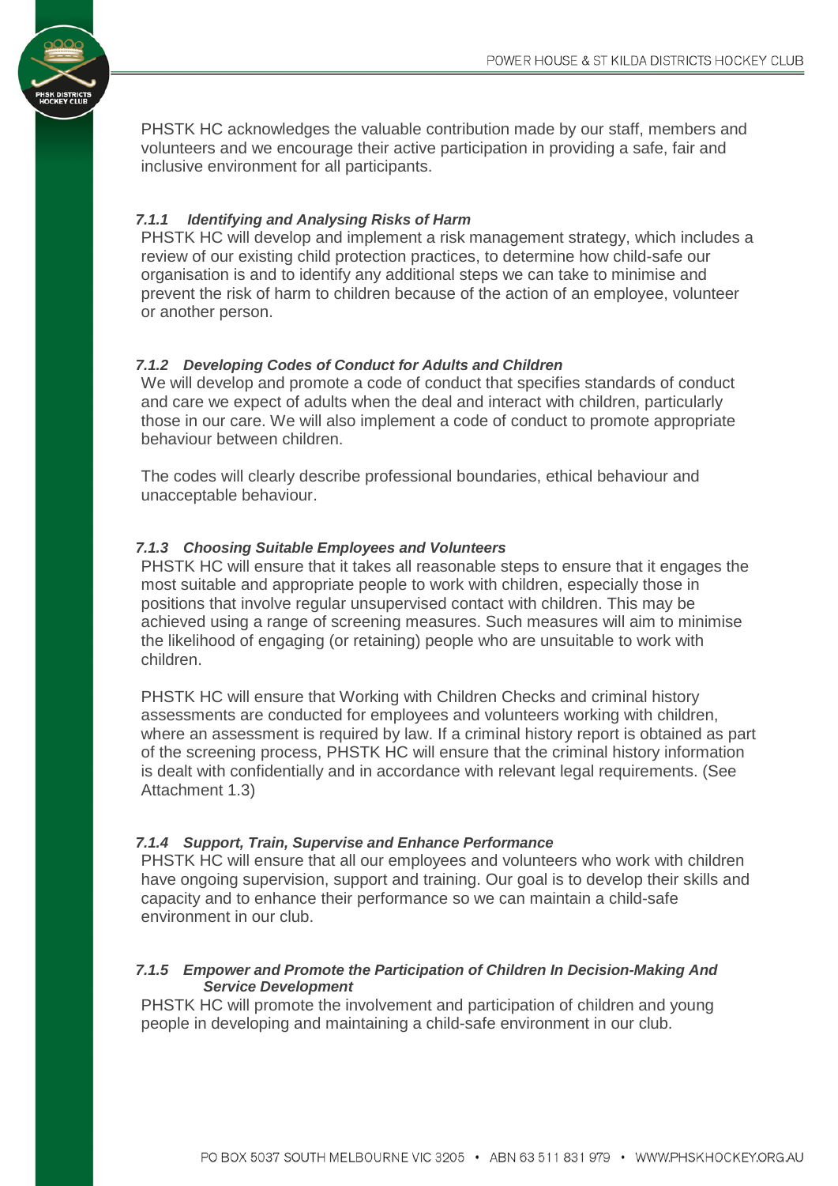PHSTK HC acknowledges the valuable contribution made by our staff, members and volunteers and we encourage their active participation in providing a safe, fair and inclusive environment for all participants.

#### *7.1.1 Identifying and Analysing Risks of Harm*

PHSTK HC will develop and implement a risk management strategy, which includes a review of our existing child protection practices, to determine how child-safe our organisation is and to identify any additional steps we can take to minimise and prevent the risk of harm to children because of the action of an employee, volunteer or another person.

#### *7.1.2 Developing Codes of Conduct for Adults and Children*

We will develop and promote a code of conduct that specifies standards of conduct and care we expect of adults when the deal and interact with children, particularly those in our care. We will also implement a code of conduct to promote appropriate behaviour between children.

The codes will clearly describe professional boundaries, ethical behaviour and unacceptable behaviour.

#### *7.1.3 Choosing Suitable Employees and Volunteers*

PHSTK HC will ensure that it takes all reasonable steps to ensure that it engages the most suitable and appropriate people to work with children, especially those in positions that involve regular unsupervised contact with children. This may be achieved using a range of screening measures. Such measures will aim to minimise the likelihood of engaging (or retaining) people who are unsuitable to work with children.

PHSTK HC will ensure that Working with Children Checks and criminal history assessments are conducted for employees and volunteers working with children, where an assessment is required by law. If a criminal history report is obtained as part of the screening process, PHSTK HC will ensure that the criminal history information is dealt with confidentially and in accordance with relevant legal requirements. (See Attachment 1.3)

#### *7.1.4 Support, Train, Supervise and Enhance Performance*

PHSTK HC will ensure that all our employees and volunteers who work with children have ongoing supervision, support and training. Our goal is to develop their skills and capacity and to enhance their performance so we can maintain a child-safe environment in our club.

#### *7.1.5 Empower and Promote the Participation of Children In Decision-Making And Service Development*

PHSTK HC will promote the involvement and participation of children and young people in developing and maintaining a child-safe environment in our club.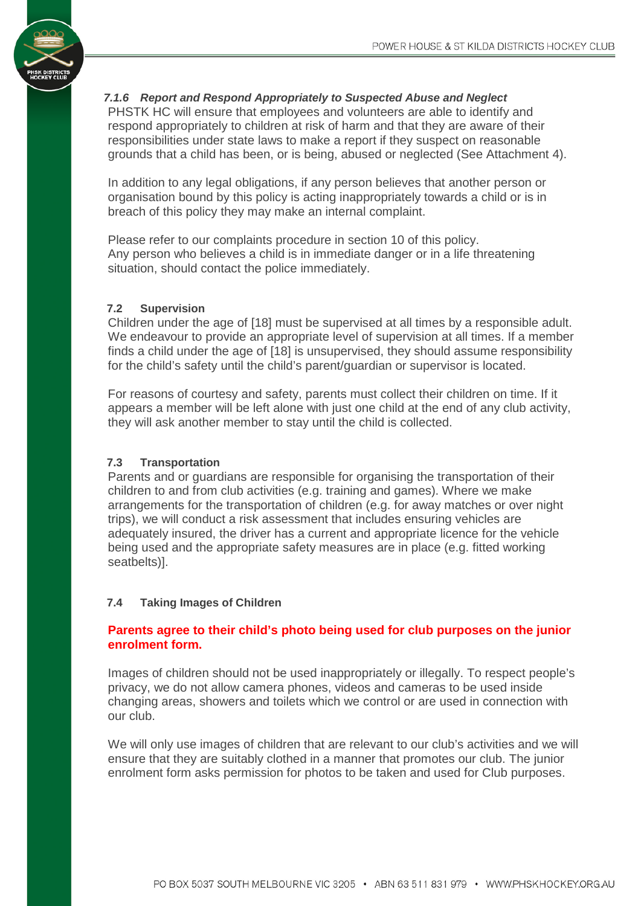#### *7.1.6 Report and Respond Appropriately to Suspected Abuse and Neglect*

PHSTK HC will ensure that employees and volunteers are able to identify and respond appropriately to children at risk of harm and that they are aware of their responsibilities under state laws to make a report if they suspect on reasonable grounds that a child has been, or is being, abused or neglected (See Attachment 4).

In addition to any legal obligations, if any person believes that another person or organisation bound by this policy is acting inappropriately towards a child or is in breach of this policy they may make an internal complaint.

Please refer to our complaints procedure in section 10 of this policy.
Any person who believes a child is in immediate danger or in a life threatening situation, should contact the police immediately.

### 7.2 Supervision

Children under the age of [18] must be supervised at all times by a responsible adult. We endeavour to provide an appropriate level of supervision at all times. If a member finds a child under the age of [18] is unsupervised, they should assume responsibility for the child's safety until the child's parent/guardian or supervisor is located.

For reasons of courtesy and safety, parents must collect their children on time. If it appears a member will be left alone with just one child at the end of any club activity, they will ask another member to stay until the child is collected.

### 7.3 Transportation

Parents and or guardians are responsible for organising the transportation of their children to and from club activities (e.g. training and games). Where we make arrangements for the transportation of children (e.g. for away matches or over night trips), we will conduct a risk assessment that includes ensuring vehicles are adequately insured, the driver has a current and appropriate licence for the vehicle being used and the appropriate safety measures are in place (e.g. fitted working seatbelts)].

### 7.4 Taking Images of Children

**Parents agree to their child's photo being used for club purposes on the junior enrolment form.**

Images of children should not be used inappropriately or illegally. To respect people's privacy, we do not allow camera phones, videos and cameras to be used inside changing areas, showers and toilets which we control or are used in connection with our club.

We will only use images of children that are relevant to our club's activities and we will ensure that they are suitably clothed in a manner that promotes our club. The junior enrolment form asks permission for photos to be taken and used for Club purposes.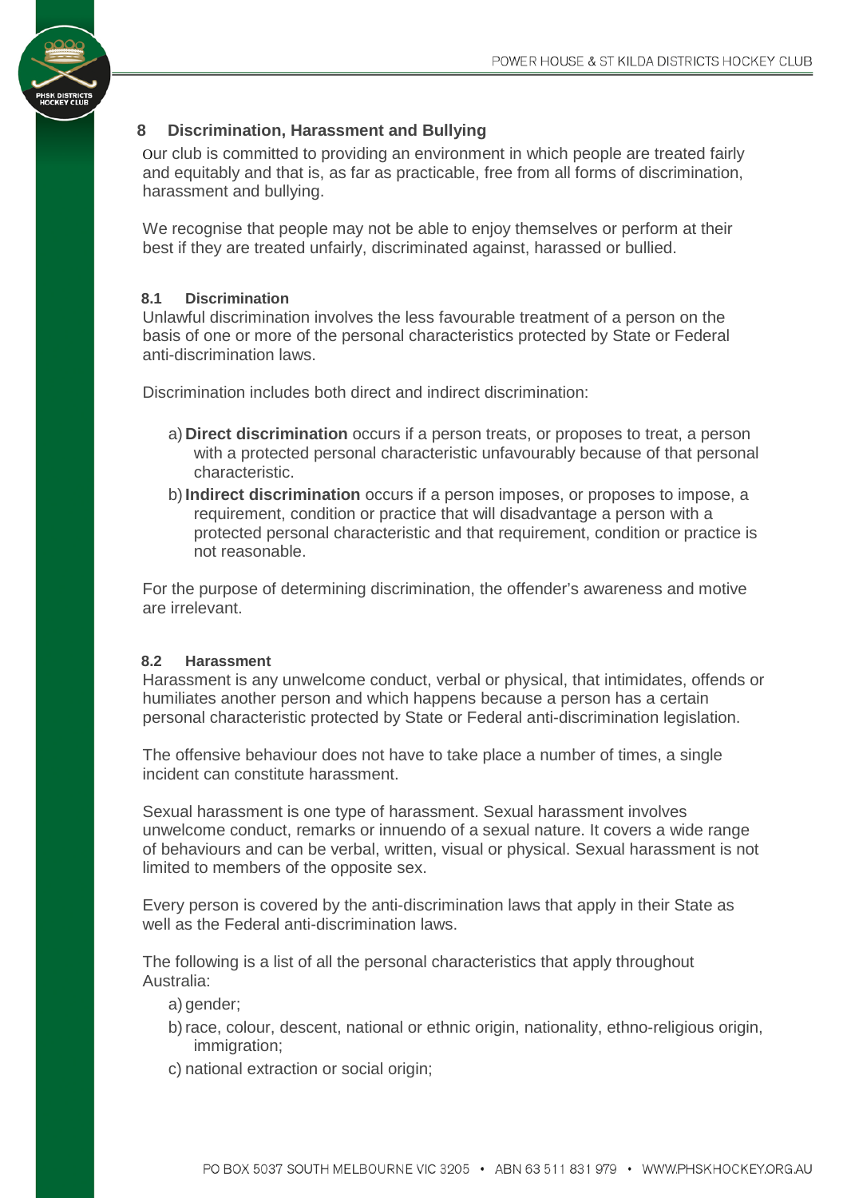## 8 Discrimination, Harassment and Bullying

Our club is committed to providing an environment in which people are treated fairly and equitably and that is, as far as practicable, free from all forms of discrimination, harassment and bullying.

We recognise that people may not be able to enjoy themselves or perform at their best if they are treated unfairly, discriminated against, harassed or bullied.

### 8.1 Discrimination

Unlawful discrimination involves the less favourable treatment of a person on the basis of one or more of the personal characteristics protected by State or Federal anti-discrimination laws.

Discrimination includes both direct and indirect discrimination:

a) **Direct discrimination** occurs if a person treats, or proposes to treat, a person with a protected personal characteristic unfavourably because of that personal characteristic.

b) **Indirect discrimination** occurs if a person imposes, or proposes to impose, a requirement, condition or practice that will disadvantage a person with a protected personal characteristic and that requirement, condition or practice is not reasonable.

For the purpose of determining discrimination, the offender's awareness and motive are irrelevant.

### 8.2 Harassment

Harassment is any unwelcome conduct, verbal or physical, that intimidates, offends or humiliates another person and which happens because a person has a certain personal characteristic protected by State or Federal anti-discrimination legislation.

The offensive behaviour does not have to take place a number of times, a single incident can constitute harassment.

Sexual harassment is one type of harassment. Sexual harassment involves unwelcome conduct, remarks or innuendo of a sexual nature. It covers a wide range of behaviours and can be verbal, written, visual or physical. Sexual harassment is not limited to members of the opposite sex.

Every person is covered by the anti-discrimination laws that apply in their State as well as the Federal anti-discrimination laws.

The following is a list of all the personal characteristics that apply throughout Australia:

a) gender;

b) race, colour, descent, national or ethnic origin, nationality, ethno-religious origin, immigration;

c) national extraction or social origin;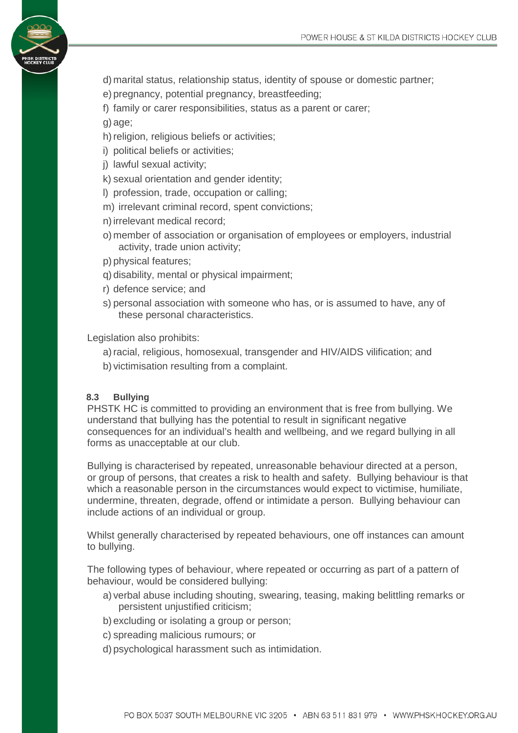d) marital status, relationship status, identity of spouse or domestic partner;
e) pregnancy, potential pregnancy, breastfeeding;
f) family or carer responsibilities, status as a parent or carer;
g) age;
h) religion, religious beliefs or activities;
i) political beliefs or activities;
j) lawful sexual activity;
k) sexual orientation and gender identity;
l) profession, trade, occupation or calling;
m) irrelevant criminal record, spent convictions;
n) irrelevant medical record;
o) member of association or organisation of employees or employers, industrial activity, trade union activity;
p) physical features;
q) disability, mental or physical impairment;
r) defence service; and
s) personal association with someone who has, or is assumed to have, any of these personal characteristics.

Legislation also prohibits:

a) racial, religious, homosexual, transgender and HIV/AIDS vilification; and
b) victimisation resulting from a complaint.

#### 8.3 Bullying

PHSTK HC is committed to providing an environment that is free from bullying. We understand that bullying has the potential to result in significant negative consequences for an individual's health and wellbeing, and we regard bullying in all forms as unacceptable at our club.

Bullying is characterised by repeated, unreasonable behaviour directed at a person, or group of persons, that creates a risk to health and safety. Bullying behaviour is that which a reasonable person in the circumstances would expect to victimise, humiliate, undermine, threaten, degrade, offend or intimidate a person. Bullying behaviour can include actions of an individual or group.

Whilst generally characterised by repeated behaviours, one off instances can amount to bullying.

The following types of behaviour, where repeated or occurring as part of a pattern of behaviour, would be considered bullying:

a) verbal abuse including shouting, swearing, teasing, making belittling remarks or persistent unjustified criticism;
b) excluding or isolating a group or person;
c) spreading malicious rumours; or
d) psychological harassment such as intimidation.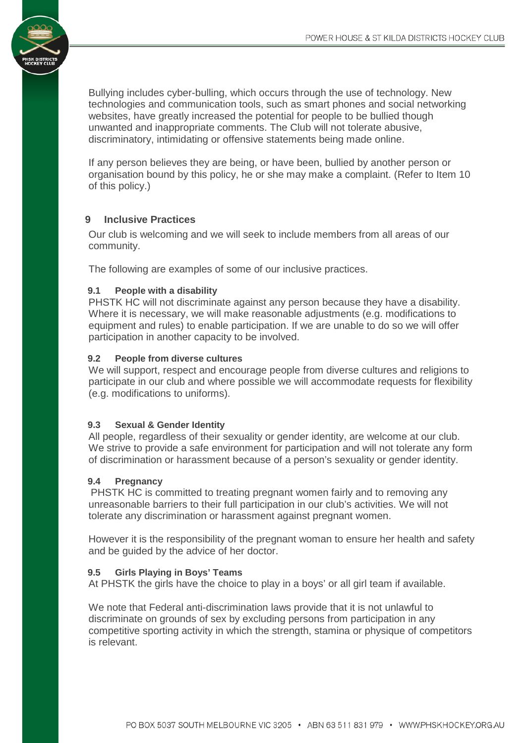Bullying includes cyber-bulling, which occurs through the use of technology. New technologies and communication tools, such as smart phones and social networking websites, have greatly increased the potential for people to be bullied though unwanted and inappropriate comments. The Club will not tolerate abusive, discriminatory, intimidating or offensive statements being made online.

If any person believes they are being, or have been, bullied by another person or organisation bound by this policy, he or she may make a complaint. (Refer to Item 10 of this policy.)

## 9 Inclusive Practices

Our club is welcoming and we will seek to include members from all areas of our community.

The following are examples of some of our inclusive practices.

### 9.1 People with a disability

PHSTK HC will not discriminate against any person because they have a disability. Where it is necessary, we will make reasonable adjustments (e.g. modifications to equipment and rules) to enable participation. If we are unable to do so we will offer participation in another capacity to be involved.

### 9.2 People from diverse cultures

We will support, respect and encourage people from diverse cultures and religions to participate in our club and where possible we will accommodate requests for flexibility (e.g. modifications to uniforms).

### 9.3 Sexual & Gender Identity

All people, regardless of their sexuality or gender identity, are welcome at our club. We strive to provide a safe environment for participation and will not tolerate any form of discrimination or harassment because of a person's sexuality or gender identity.

### 9.4 Pregnancy

PHSTK HC is committed to treating pregnant women fairly and to removing any unreasonable barriers to their full participation in our club's activities. We will not tolerate any discrimination or harassment against pregnant women.

However it is the responsibility of the pregnant woman to ensure her health and safety and be guided by the advice of her doctor.

### 9.5 Girls Playing in Boys' Teams

At PHSTK the girls have the choice to play in a boys' or all girl team if available.

We note that Federal anti-discrimination laws provide that it is not unlawful to discriminate on grounds of sex by excluding persons from participation in any competitive sporting activity in which the strength, stamina or physique of competitors is relevant.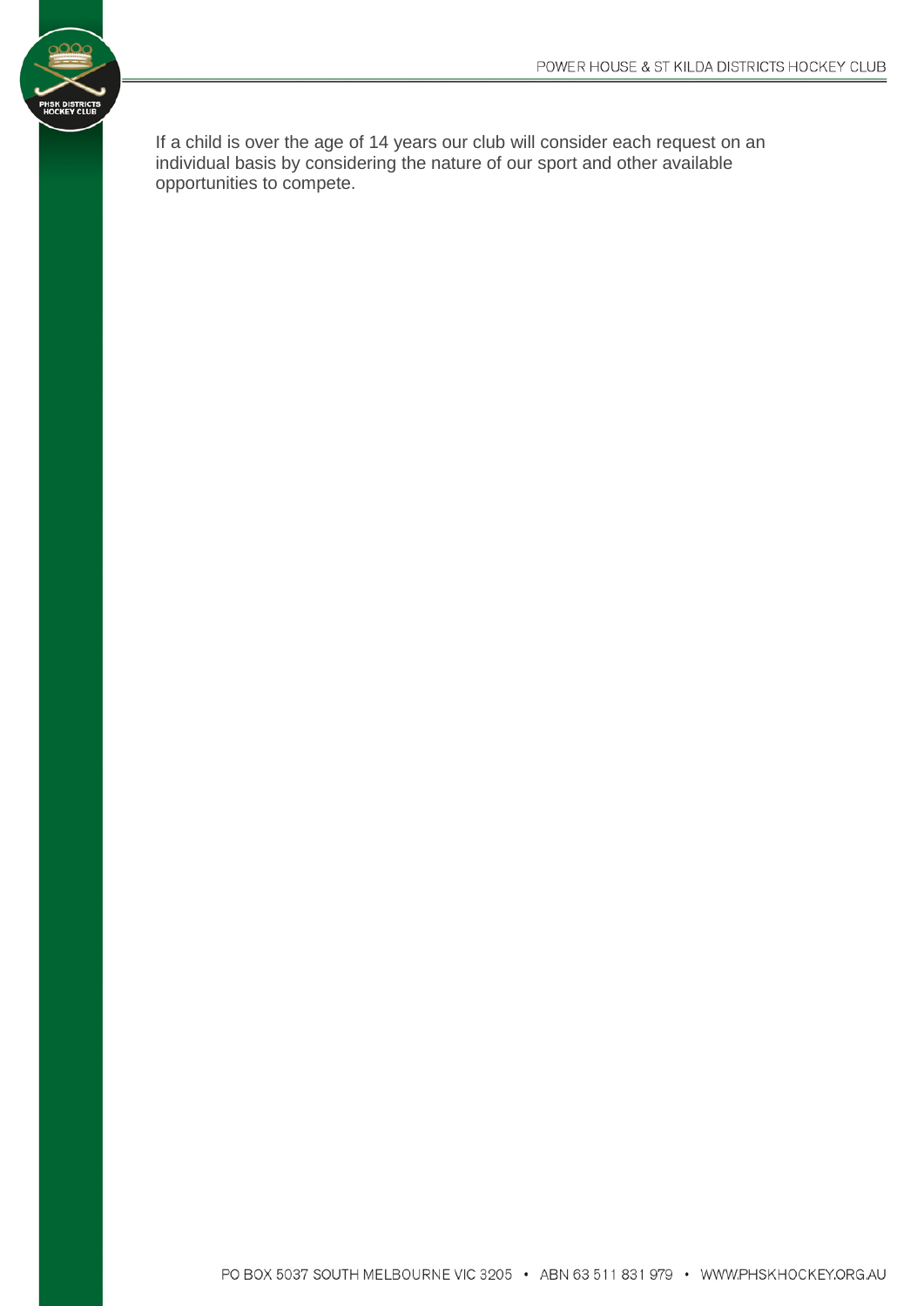If a child is over the age of 14 years our club will consider each request on an individual basis by considering the nature of our sport and other available opportunities to compete.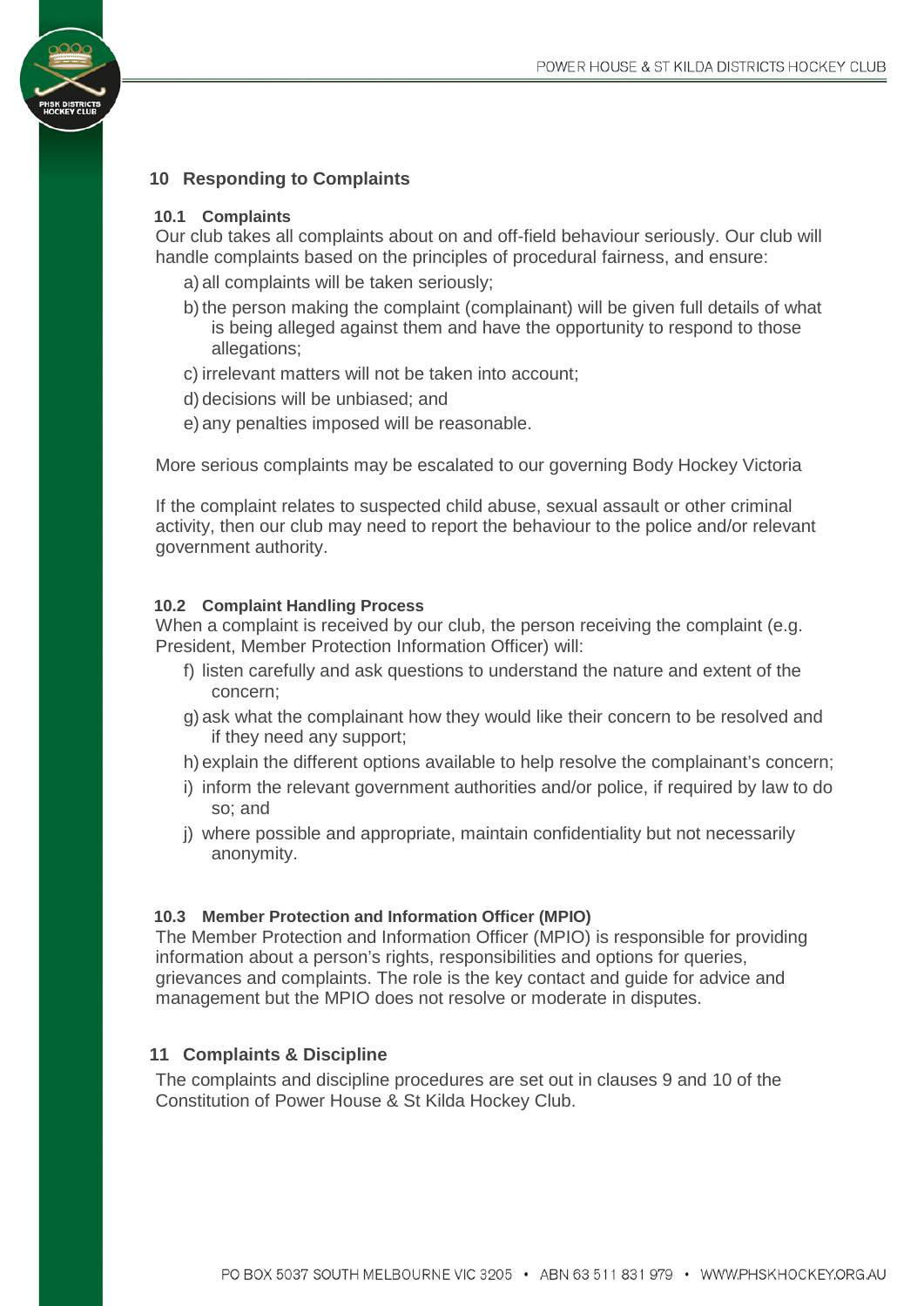## 10 Responding to Complaints

### 10.1 Complaints

Our club takes all complaints about on and off-field behaviour seriously. Our club will handle complaints based on the principles of procedural fairness, and ensure:

a) all complaints will be taken seriously;

b) the person making the complaint (complainant) will be given full details of what is being alleged against them and have the opportunity to respond to those allegations;

c) irrelevant matters will not be taken into account;

d) decisions will be unbiased; and

e) any penalties imposed will be reasonable.

More serious complaints may be escalated to our governing Body Hockey Victoria

If the complaint relates to suspected child abuse, sexual assault or other criminal activity, then our club may need to report the behaviour to the police and/or relevant government authority.

### 10.2 Complaint Handling Process

When a complaint is received by our club, the person receiving the complaint (e.g. President, Member Protection Information Officer) will:

f) listen carefully and ask questions to understand the nature and extent of the concern;

g) ask what the complainant how they would like their concern to be resolved and if they need any support;

h) explain the different options available to help resolve the complainant's concern;

i) inform the relevant government authorities and/or police, if required by law to do so; and

j) where possible and appropriate, maintain confidentiality but not necessarily anonymity.

### 10.3 Member Protection and Information Officer (MPIO)

The Member Protection and Information Officer (MPIO) is responsible for providing information about a person's rights, responsibilities and options for queries, grievances and complaints. The role is the key contact and guide for advice and management but the MPIO does not resolve or moderate in disputes.

## 11 Complaints & Discipline

The complaints and discipline procedures are set out in clauses 9 and 10 of the Constitution of Power House & St Kilda Hockey Club.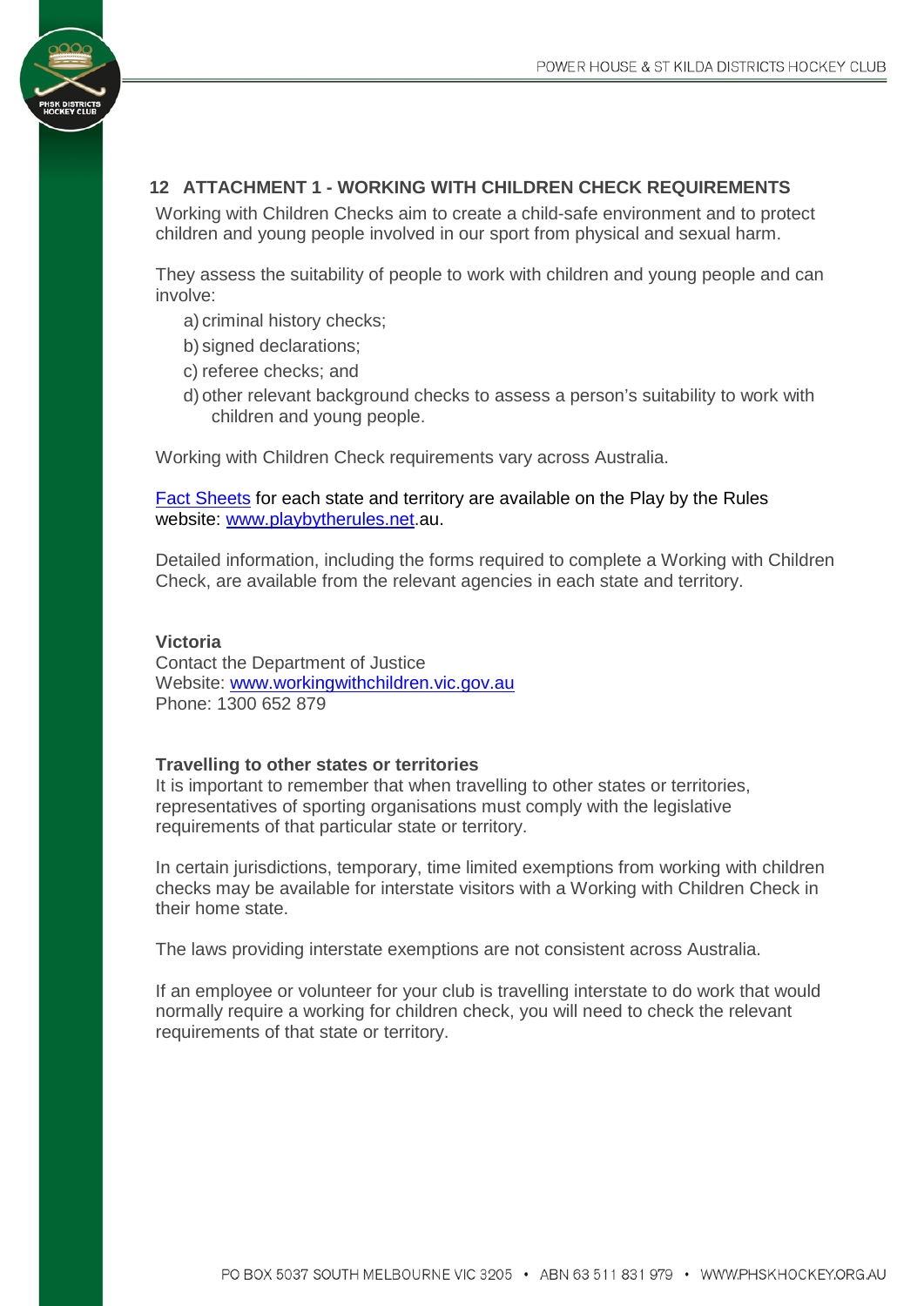## 12 ATTACHMENT 1 - WORKING WITH CHILDREN CHECK REQUIREMENTS

Working with Children Checks aim to create a child-safe environment and to protect children and young people involved in our sport from physical and sexual harm.

They assess the suitability of people to work with children and young people and can involve:

a) criminal history checks;

b) signed declarations;

c) referee checks; and

d) other relevant background checks to assess a person's suitability to work with children and young people.

Working with Children Check requirements vary across Australia.

Fact Sheets for each state and territory are available on the Play by the Rules website: www.playbytherules.net.au.

Detailed information, including the forms required to complete a Working with Children Check, are available from the relevant agencies in each state and territory.

**Victoria**
Contact the Department of Justice
Website: www.workingwithchildren.vic.gov.au
Phone: 1300 652 879

**Travelling to other states or territories**
It is important to remember that when travelling to other states or territories, representatives of sporting organisations must comply with the legislative requirements of that particular state or territory.

In certain jurisdictions, temporary, time limited exemptions from working with children checks may be available for interstate visitors with a Working with Children Check in their home state.

The laws providing interstate exemptions are not consistent across Australia.

If an employee or volunteer for your club is travelling interstate to do work that would normally require a working for children check, you will need to check the relevant requirements of that state or territory.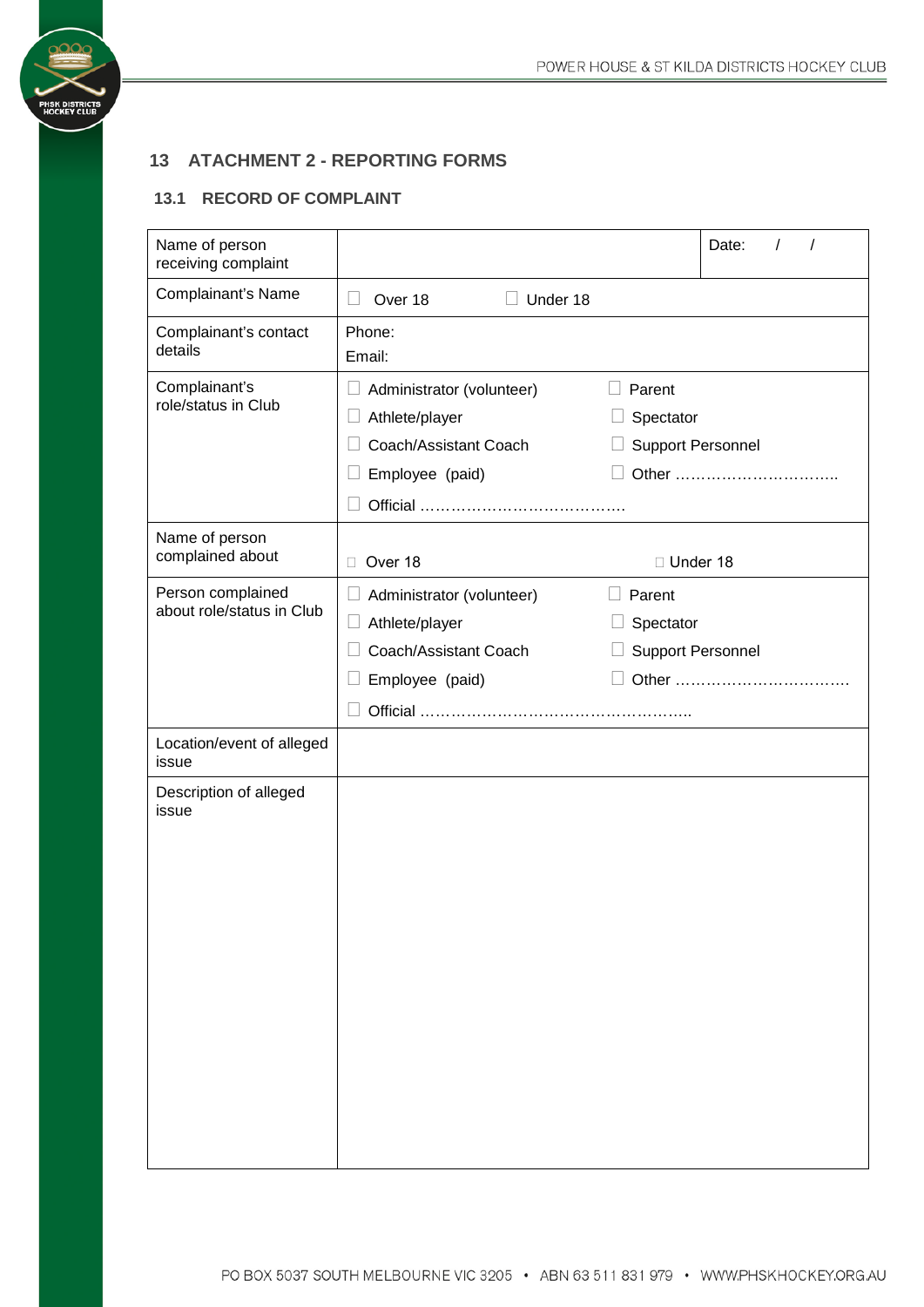## 13 ATACHMENT 2 - REPORTING FORMS

### 13.1 RECORD OF COMPLAINT

| | | |
|---|---|---|
| Name of person receiving complaint | | Date: / / |
| Complainant's Name | ☐ Over 18 ☐ Under 18 | |
| Complainant's contact details | Phone:<br>Email: | |
| Complainant's role/status in Club | ☐ Administrator (volunteer)<br>☐ Athlete/player<br>☐ Coach/Assistant Coach<br>☐ Employee (paid)<br>☐ Official …………………………………. | ☐ Parent<br>☐ Spectator<br>☐ Support Personnel<br>☐ Other ………………………….. |
| Name of person complained about | ☐ Over 18 | ☐ Under 18 |
| Person complained about role/status in Club | ☐ Administrator (volunteer)<br>☐ Athlete/player<br>☐ Coach/Assistant Coach<br>☐ Employee (paid)<br>☐ Official ……………………………………………….. | ☐ Parent<br>☐ Spectator<br>☐ Support Personnel<br>☐ Other ……………………………. |
| Location/event of alleged issue | | |
| Description of alleged issue | | |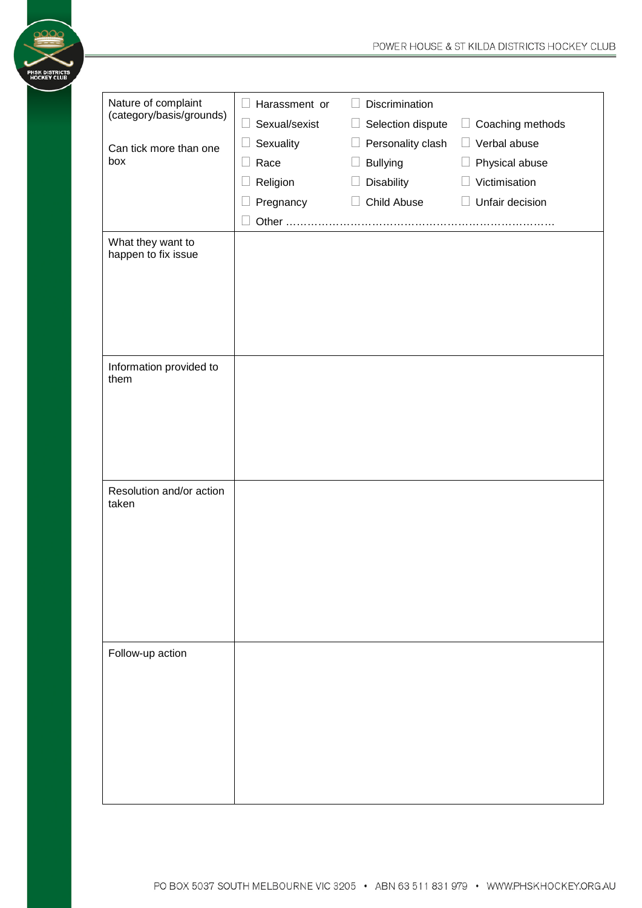| | |
|---|---|
| Nature of complaint (category/basis/grounds)<br><br>Can tick more than one box | ☐ Harassment or ☐ Discrimination<br>☐ Sexual/sexist ☐ Selection dispute ☐ Coaching methods<br>☐ Sexuality ☐ Personality clash ☐ Verbal abuse<br>☐ Race ☐ Bullying ☐ Physical abuse<br>☐ Religion ☐ Disability ☐ Victimisation<br>☐ Pregnancy ☐ Child Abuse ☐ Unfair decision<br>☐ Other ………………………………………………………………… |
| What they want to happen to fix issue | |
| Information provided to them | |
| Resolution and/or action taken | |
| Follow-up action | |